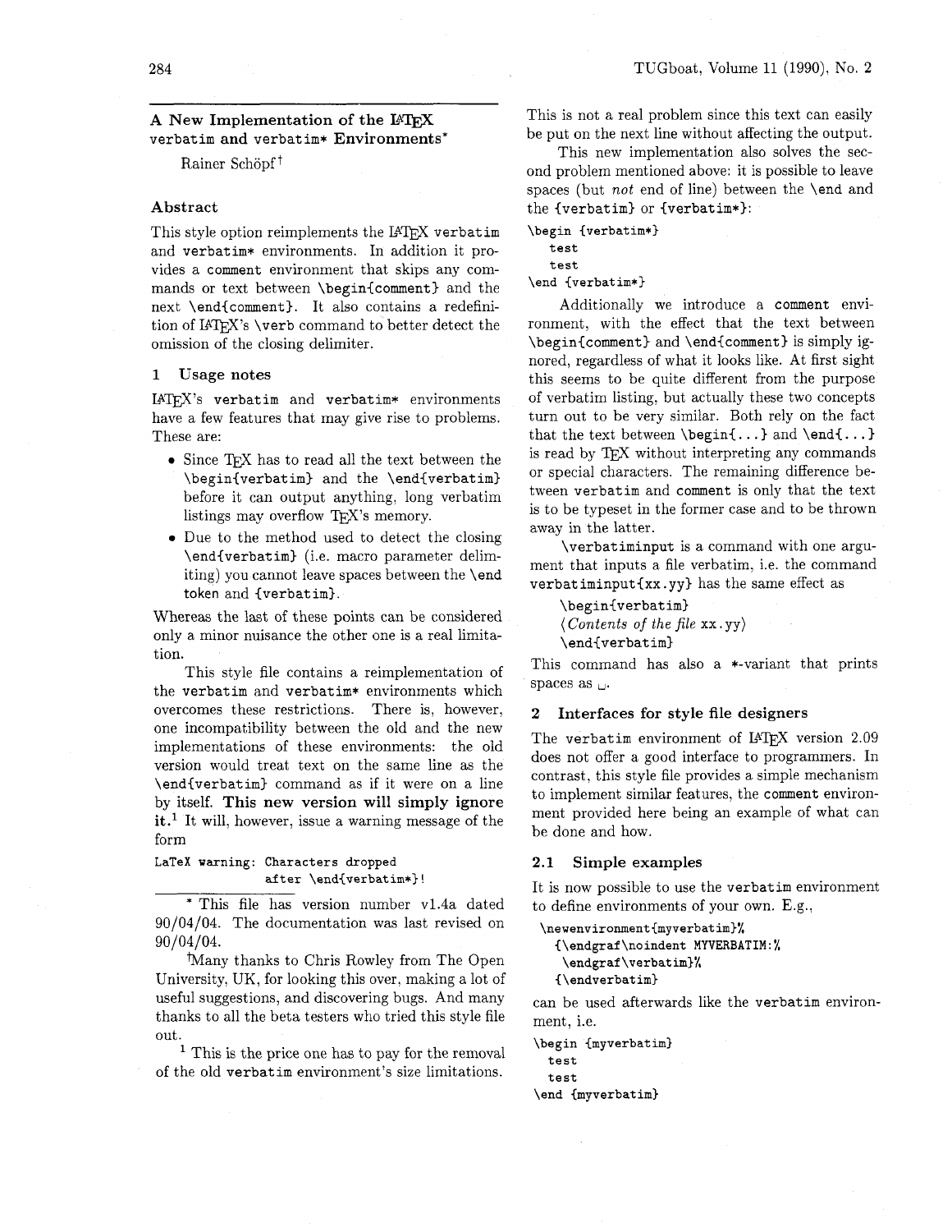# A New Implementation of the LaTeX verbatim and verbatim* Environments*

Rainer Schöpf†

## Abstract

This style option reimplements the LaTeX `verbatim` and `verbatim*` environments. In addition it provides a `comment` environment that skips any commands or text between `\begin{comment}` and the next `\end{comment}`. It also contains a redefinition of LaTeX's `\verb` command to better detect the omission of the closing delimiter.

## 1 Usage notes

LaTeX's `verbatim` and `verbatim*` environments have a few features that may give rise to problems. These are:

- Since TeX has to read all the text between the `\begin{verbatim}` and the `\end{verbatim}` before it can output anything, long verbatim listings may overflow TeX's memory.
- Due to the method used to detect the closing `\end{verbatim}` (i.e. macro parameter delimiting) you cannot leave spaces between the `\end` token and `{verbatim}`.

Whereas the last of these points can be considered only a minor nuisance the other one is a real limitation.

This style file contains a reimplementation of the `verbatim` and `verbatim*` environments which overcomes these restrictions. There is, however, one incompatibility between the old and the new implementations of these environments: the old version would treat text on the same line as the `\end{verbatim}` command as if it were on a line by itself. **This new version will simply ignore it.**[1] It will, however, issue a warning message of the form

```
LaTeX warning: Characters dropped
               after \end{verbatim*}!
```

This is not a real problem since this text can easily be put on the next line without affecting the output.

This new implementation also solves the second problem mentioned above: it is possible to leave spaces (but *not* end of line) between the `\end` and the `{verbatim}` or `{verbatim*}`:

```
\begin {verbatim*}
   test
   test
\end {verbatim*}
```

Additionally we introduce a `comment` environment, with the effect that the text between `\begin{comment}` and `\end{comment}` is simply ignored, regardless of what it looks like. At first sight this seems to be quite different from the purpose of verbatim listing, but actually these two concepts turn out to be very similar. Both rely on the fact that the text between `\begin{...}` and `\end{...}` is read by TeX without interpreting any commands or special characters. The remaining difference between `verbatim` and `comment` is only that the text is to be typeset in the former case and to be thrown away in the latter.

`\verbatiminput` is a command with one argument that inputs a file verbatim, i.e. the command `verbatiminput{xx.yy}` has the same effect as

> `\begin{verbatim}`
> ⟨*Contents of the file* `xx.yy`⟩
> `\end{verbatim}`

This command has also a `*`-variant that prints spaces as ␣.

## 2 Interfaces for style file designers

The `verbatim` environment of LaTeX version 2.09 does not offer a good interface to programmers. In contrast, this style file provides a simple mechanism to implement similar features, the `comment` environment provided here being an example of what can be done and how.

### 2.1 Simple examples

It is now possible to use the `verbatim` environment to define environments of your own. E.g.,

```
\newenvironment{myverbatim}%
  {\endgraf\noindent MYVERBATIM:%
   \endgraf\verbatim}%
  {\endverbatim}
```

can be used afterwards like the `verbatim` environment, i.e.

```
\begin {myverbatim}
  test
  test
\end {myverbatim}
```

---

* This file has version number v1.4a dated 90/04/04. The documentation was last revised on 90/04/04.

† Many thanks to Chris Rowley from The Open University, UK, for looking this over, making a lot of useful suggestions, and discovering bugs. And many thanks to all the beta testers who tried this style file out.

[1] This is the price one has to pay for the removal of the old `verbatim` environment's size limitations.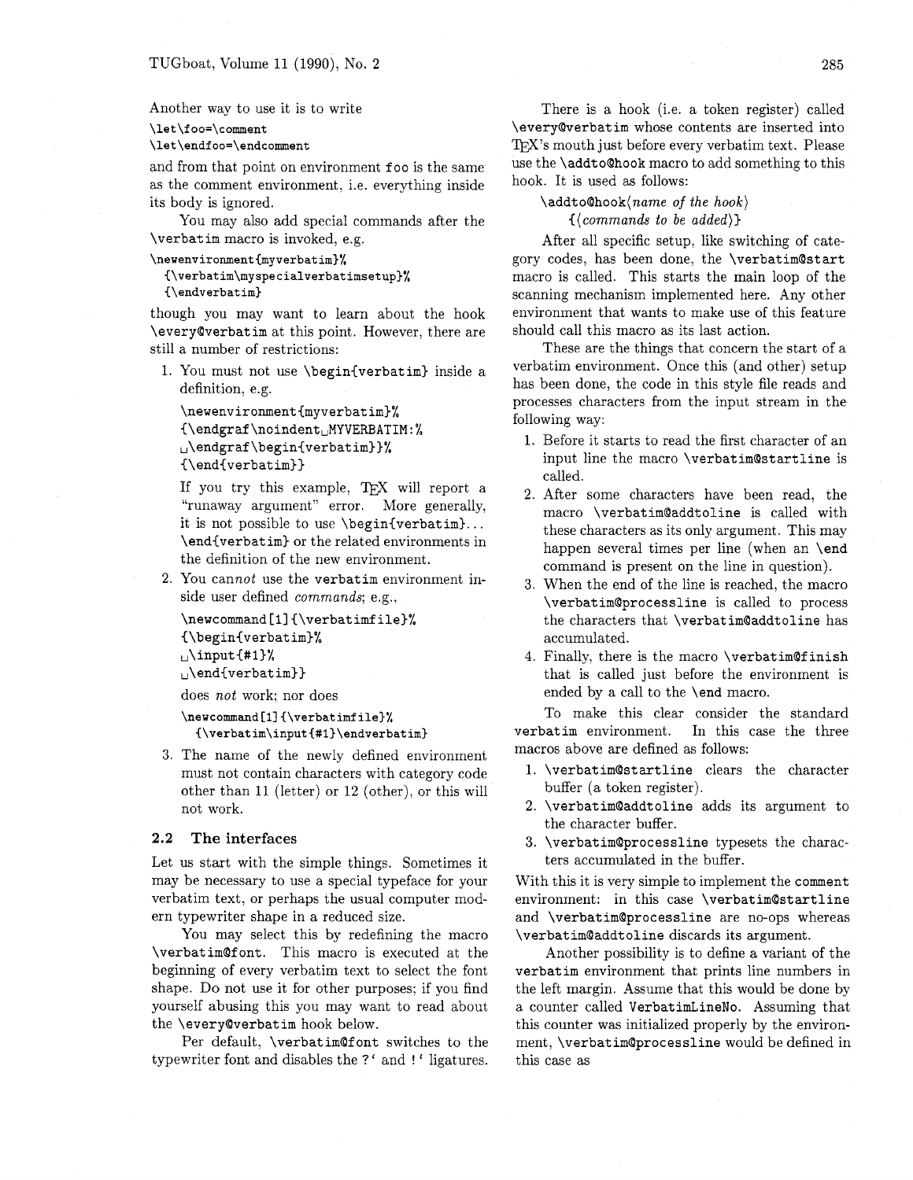Another way to use it is to write

```
\let\foo=\comment
\let\endfoo=\endcomment
```

and from that point on environment foo is the same as the comment environment, i.e. everything inside its body is ignored.

You may also add special commands after the \verbatim macro is invoked, e.g.

```
\newenvironment{myverbatim}%
  {\verbatim\myspecialverbatimsetup}%
  {\endverbatim}
```

though you may want to learn about the hook \every@verbatim at this point. However, there are still a number of restrictions:

1. You must not use \begin{verbatim} inside a definition, e.g.

   ```
   \newenvironment{myverbatim}%
   {\endgraf\noindent␣MYVERBATIM:%
   ␣\endgraf\begin{verbatim}}%
   {\end{verbatim}}
   ```

   If you try this example, TEX will report a "runaway argument" error. More generally, it is not possible to use \begin{verbatim}... \end{verbatim} or the related environments in the definition of the new environment.

2. You *cannot* use the verbatim environment inside user defined *commands*; e.g.,

   ```
   \newcommand[1]{\verbatimfile}%
   {\begin{verbatim}%
   ␣\input{#1}%
   ␣\end{verbatim}}
   ```

   does *not* work; nor does

   ```
   \newcommand[1]{\verbatimfile}%
     {\verbatim\input{#1}\endverbatim}
   ```

3. The name of the newly defined environment must not contain characters with category code other than 11 (letter) or 12 (other), or this will not work.

## 2.2 The interfaces

Let us start with the simple things. Sometimes it may be necessary to use a special typeface for your verbatim text, or perhaps the usual computer modern typewriter shape in a reduced size.

You may select this by redefining the macro \verbatim@font. This macro is executed at the beginning of every verbatim text to select the font shape. Do not use it for other purposes; if you find yourself abusing this you may want to read about the \every@verbatim hook below.

Per default, \verbatim@font switches to the typewriter font and disables the ?` and !` ligatures.

There is a hook (i.e. a token register) called \every@verbatim whose contents are inserted into TEX's mouth just before every verbatim text. Please use the \addto@hook macro to add something to this hook. It is used as follows:

\addto@hook⟨*name of the hook*⟩
  {⟨*commands to be added*⟩}

After all specific setup, like switching of category codes, has been done, the \verbatim@start macro is called. This starts the main loop of the scanning mechanism implemented here. Any other environment that wants to make use of this feature should call this macro as its last action.

These are the things that concern the start of a verbatim environment. Once this (and other) setup has been done, the code in this style file reads and processes characters from the input stream in the following way:

1. Before it starts to read the first character of an input line the macro \verbatim@startline is called.
2. After some characters have been read, the macro \verbatim@addtoline is called with these characters as its only argument. This may happen several times per line (when an \end command is present on the line in question).
3. When the end of the line is reached, the macro \verbatim@processline is called to process the characters that \verbatim@addtoline has accumulated.
4. Finally, there is the macro \verbatim@finish that is called just before the environment is ended by a call to the \end macro.

To make this clear consider the standard verbatim environment. In this case the three macros above are defined as follows:

1. \verbatim@startline clears the character buffer (a token register).
2. \verbatim@addtoline adds its argument to the character buffer.
3. \verbatim@processline typesets the characters accumulated in the buffer.

With this it is very simple to implement the comment environment: in this case \verbatim@startline and \verbatim@processline are no-ops whereas \verbatim@addtoline discards its argument.

Another possibility is to define a variant of the verbatim environment that prints line numbers in the left margin. Assume that this would be done by a counter called VerbatimLineNo. Assuming that this counter was initialized properly by the environment, \verbatim@processline would be defined in this case as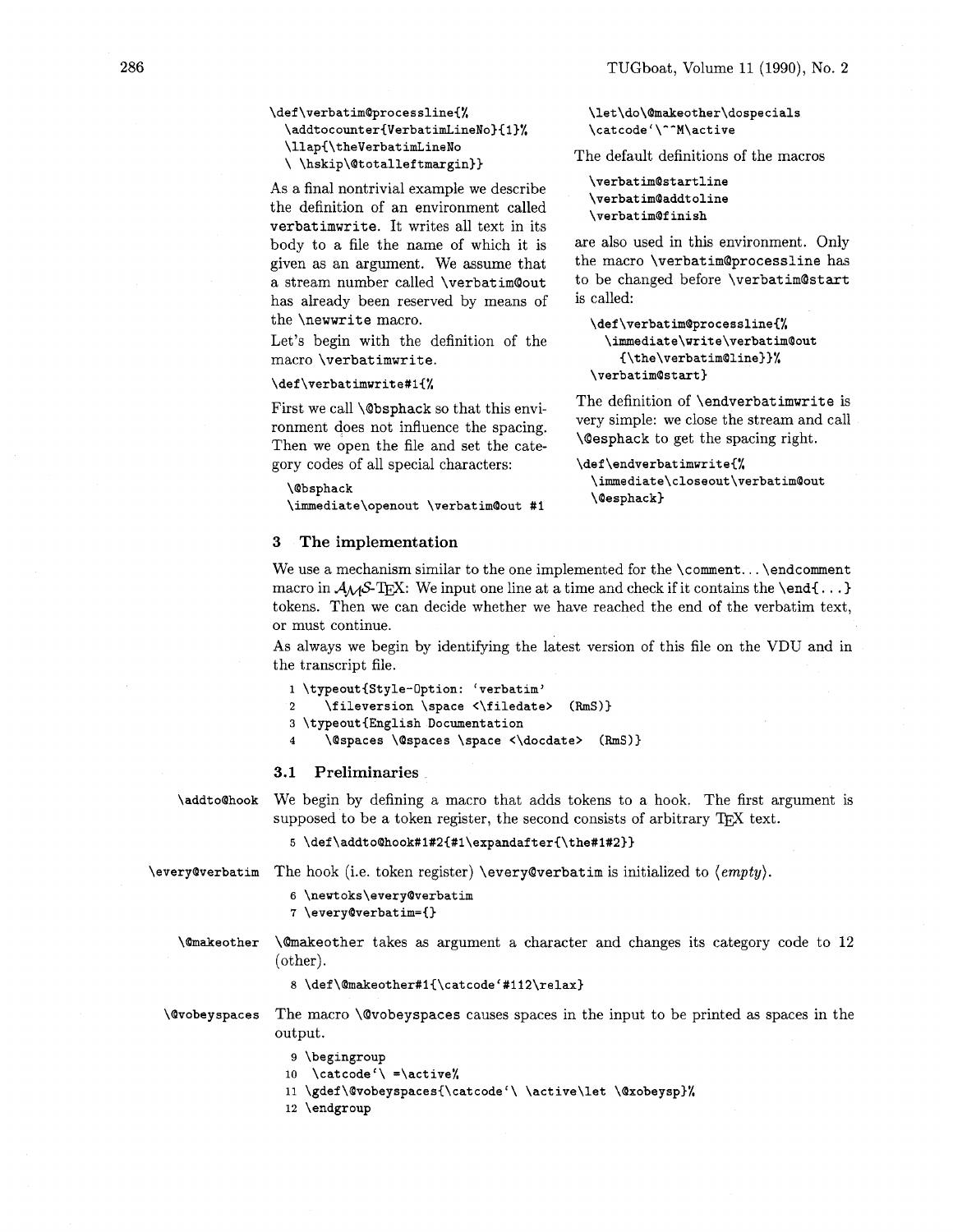```
\def\verbatim@processline{%
  \addtocounter{VerbatimLineNo}{1}%
  \llap{\theVerbatimLineNo
  \ \hskip\@totalleftmargin}}
```

As a final nontrivial example we describe the definition of an environment called `verbatimwrite`. It writes all text in its body to a file the name of which it is given as an argument. We assume that a stream number called `\verbatim@out` has already been reserved by means of the `\newwrite` macro.

Let's begin with the definition of the macro `\verbatimwrite`.

```
\def\verbatimwrite#1{%
```

First we call `\@bsphack` so that this environment does not influence the spacing. Then we open the file and set the category codes of all special characters:

```
  \@bsphack
  \immediate\openout \verbatim@out #1
  \let\do\@makeother\dospecials
  \catcode`\^^M\active
```

The default definitions of the macros

```
  \verbatim@startline
  \verbatim@addtoline
  \verbatim@finish
```

are also used in this environment. Only the macro `\verbatim@processline` has to be changed before `\verbatim@start` is called:

```
  \def\verbatim@processline{%
    \immediate\write\verbatim@out
      {\the\verbatim@line}}%
  \verbatim@start}
```

The definition of `\endverbatimwrite` is very simple: we close the stream and call `\@esphack` to get the spacing right.

```
\def\endverbatimwrite{%
  \immediate\closeout\verbatim@out
  \@esphack}
```

## 3 The implementation

We use a mechanism similar to the one implemented for the `\comment`...`\endcomment` macro in $\mathcal{A}\mathcal{M}\mathcal{S}$-TeX: We input one line at a time and check if it contains the `\end{...}` tokens. Then we can decide whether we have reached the end of the verbatim text, or must continue.

As always we begin by identifying the latest version of this file on the VDU and in the transcript file.

```
1 \typeout{Style-Option: `verbatim'
2     \fileversion \space <\filedate>  (RmS)}
3 \typeout{English Documentation
4     \@spaces \@spaces \space <\docdate>  (RmS)}
```

### 3.1 Preliminaries

**`\addto@hook`** We begin by defining a macro that adds tokens to a hook. The first argument is supposed to be a token register, the second consists of arbitrary TeX text.

```
5 \def\addto@hook#1#2{#1\expandafter{\the#1#2}}
```

**`\every@verbatim`** The hook (i.e. token register) `\every@verbatim` is initialized to ⟨*empty*⟩.

```
6 \newtoks\every@verbatim
7 \every@verbatim={}
```

**`\@makeother`** `\@makeother` takes as argument a character and changes its category code to 12 (other).

```
8 \def\@makeother#1{\catcode`#112\relax}
```

**`\@vobeyspaces`** The macro `\@vobeyspaces` causes spaces in the input to be printed as spaces in the output.

```
 9 \begingroup
10  \catcode`\ =\active%
11 \gdef\@vobeyspaces{\catcode`\ \active\let \@xobeysp}%
12 \endgroup
```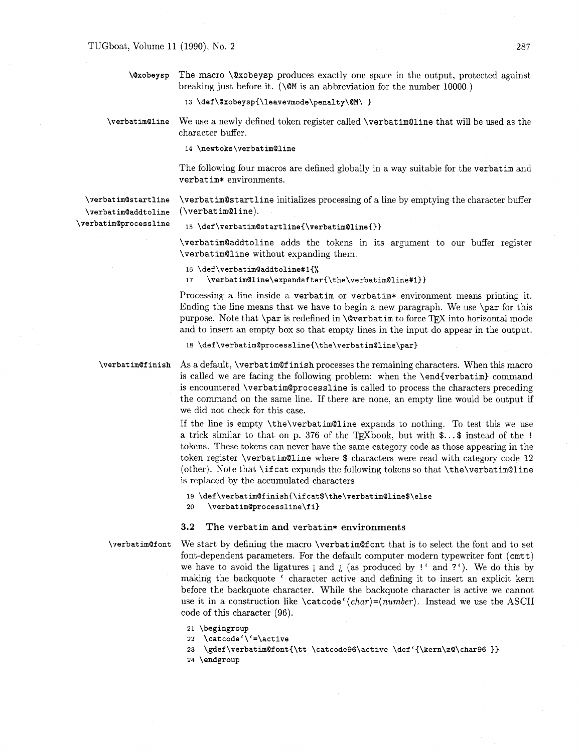`\@xobeysp` The macro `\@xobeysp` produces exactly one space in the output, protected against breaking just before it. (`\@M` is an abbreviation for the number 10000.)

```
13 \def\@xobeysp{\leavevmode\penalty\@M\ }
```

`\verbatim@line` We use a newly defined token register called `\verbatim@line` that will be used as the character buffer.

```
14 \newtoks\verbatim@line
```

The following four macros are defined globally in a way suitable for the `verbatim` and `verbatim*` environments.

`\verbatim@startline` `\verbatim@addtoline` `\verbatim@processline`

`\verbatim@startline` initializes processing of a line by emptying the character buffer (`\verbatim@line`).

```
15 \def\verbatim@startline{\verbatim@line{}}
```

`\verbatim@addtoline` adds the tokens in its argument to our buffer register `\verbatim@line` without expanding them.

```
16 \def\verbatim@addtoline#1{%
17    \verbatim@line\expandafter{\the\verbatim@line#1}}
```

Processing a line inside a `verbatim` or `verbatim*` environment means printing it. Ending the line means that we have to begin a new paragraph. We use `\par` for this purpose. Note that `\par` is redefined in `\@verbatim` to force TEX into horizontal mode and to insert an empty box so that empty lines in the input do appear in the output.

```
18 \def\verbatim@processline{\the\verbatim@line\par}
```

`\verbatim@finish` As a default, `\verbatim@finish` processes the remaining characters. When this macro is called we are facing the following problem: when the `\end{verbatim}` command is encountered `\verbatim@processline` is called to process the characters preceding the command on the same line. If there are none, an empty line would be output if we did not check for this case.

If the line is empty `\the\verbatim@line` expands to nothing. To test this we use a trick similar to that on p. 376 of the TEXbook, but with `$...$` instead of the `!` tokens. These tokens can never have the same category code as those appearing in the token register `\verbatim@line` where `$` characters were read with category code 12 (other). Note that `\ifcat` expands the following tokens so that `\the\verbatim@line` is replaced by the accumulated characters

```
19 \def\verbatim@finish{\ifcat$\the\verbatim@line$\else
20    \verbatim@processline\fi}
```

### 3.2 The `verbatim` and `verbatim*` environments

`\verbatim@font` We start by defining the macro `\verbatim@font` that is to select the font and to set font-dependent parameters. For the default computer modern typewriter font (`cmtt`) we have to avoid the ligatures ¡ and ¿ (as produced by `!‘` and `?‘`). We do this by making the backquote ‘ character active and defining it to insert an explicit kern before the backquote character. While the backquote character is active we cannot use it in a construction like `\catcode‘`⟨*char*⟩`=`⟨*number*⟩. Instead we use the ASCII code of this character (96).

```
21 \begingroup
22  \catcode`\`=\active
23  \gdef\verbatim@font{\tt \catcode96\active \def`{\kern\z@\char96 }}
24 \endgroup
```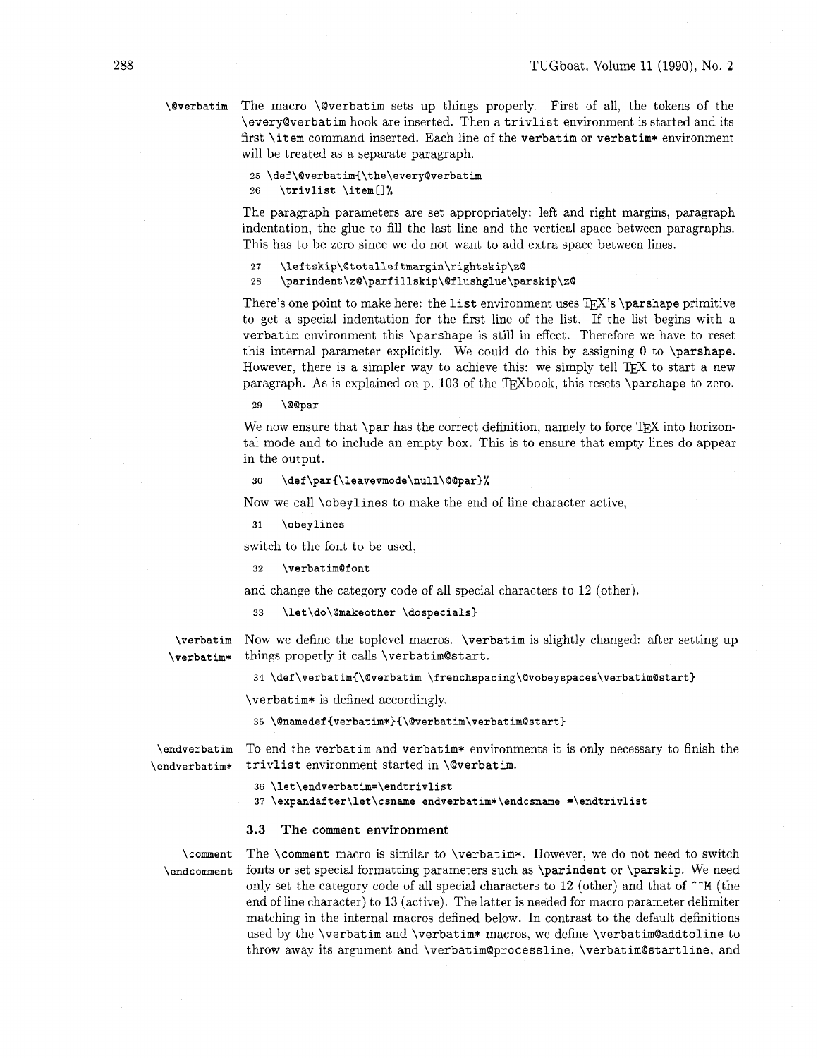`\@verbatim` The macro `\@verbatim` sets up things properly. First of all, the tokens of the `\every@verbatim` hook are inserted. Then a `trivlist` environment is started and its first `\item` command inserted. Each line of the `verbatim` or `verbatim*` environment will be treated as a separate paragraph.

```
25 \def\@verbatim{\the\every@verbatim
26   \trivlist \item[]%
```

The paragraph parameters are set appropriately: left and right margins, paragraph indentation, the glue to fill the last line and the vertical space between paragraphs. This has to be zero since we do not want to add extra space between lines.

```
27   \leftskip\@totalleftmargin\rightskip\z@
28   \parindent\z@\parfillskip\@flushglue\parskip\z@
```

There's one point to make here: the `list` environment uses TeX's `\parshape` primitive to get a special indentation for the first line of the list. If the list begins with a `verbatim` environment this `\parshape` is still in effect. Therefore we have to reset this internal parameter explicitly. We could do this by assigning 0 to `\parshape`. However, there is a simpler way to achieve this: we simply tell TeX to start a new paragraph. As is explained on p. 103 of the TeXbook, this resets `\parshape` to zero.

```
29   \@@par
```

We now ensure that `\par` has the correct definition, namely to force TeX into horizontal mode and to include an empty box. This is to ensure that empty lines do appear in the output.

```
30   \def\par{\leavevmode\null\@@par}%
```

Now we call `\obeylines` to make the end of line character active,

```
31   \obeylines
```

switch to the font to be used,

```
32   \verbatim@font
```

and change the category code of all special characters to 12 (other).

```
33   \let\do\@makeother \dospecials}
```

`\verbatim` `\verbatim*` Now we define the toplevel macros. `\verbatim` is slightly changed: after setting up things properly it calls `\verbatim@start`.

```
34 \def\verbatim{\@verbatim \frenchspacing\@vobeyspaces\verbatim@start}
```

`\verbatim*` is defined accordingly.

```
35 \@namedef{verbatim*}{\@verbatim\verbatim@start}
```

`\endverbatim` `\endverbatim*` To end the `verbatim` and `verbatim*` environments it is only necessary to finish the `trivlist` environment started in `\@verbatim`.

```
36 \let\endverbatim=\endtrivlist
37 \expandafter\let\csname endverbatim*\endcsname =\endtrivlist
```

### 3.3 The comment environment

`\comment` `\endcomment` The `\comment` macro is similar to `\verbatim*`. However, we do not need to switch fonts or set special formatting parameters such as `\parindent` or `\parskip`. We need only set the category code of all special characters to 12 (other) and that of `^^M` (the end of line character) to 13 (active). The latter is needed for macro parameter delimiter matching in the internal macros defined below. In contrast to the default definitions used by the `\verbatim` and `\verbatim*` macros, we define `\verbatim@addtoline` to throw away its argument and `\verbatim@processline`, `\verbatim@startline`, and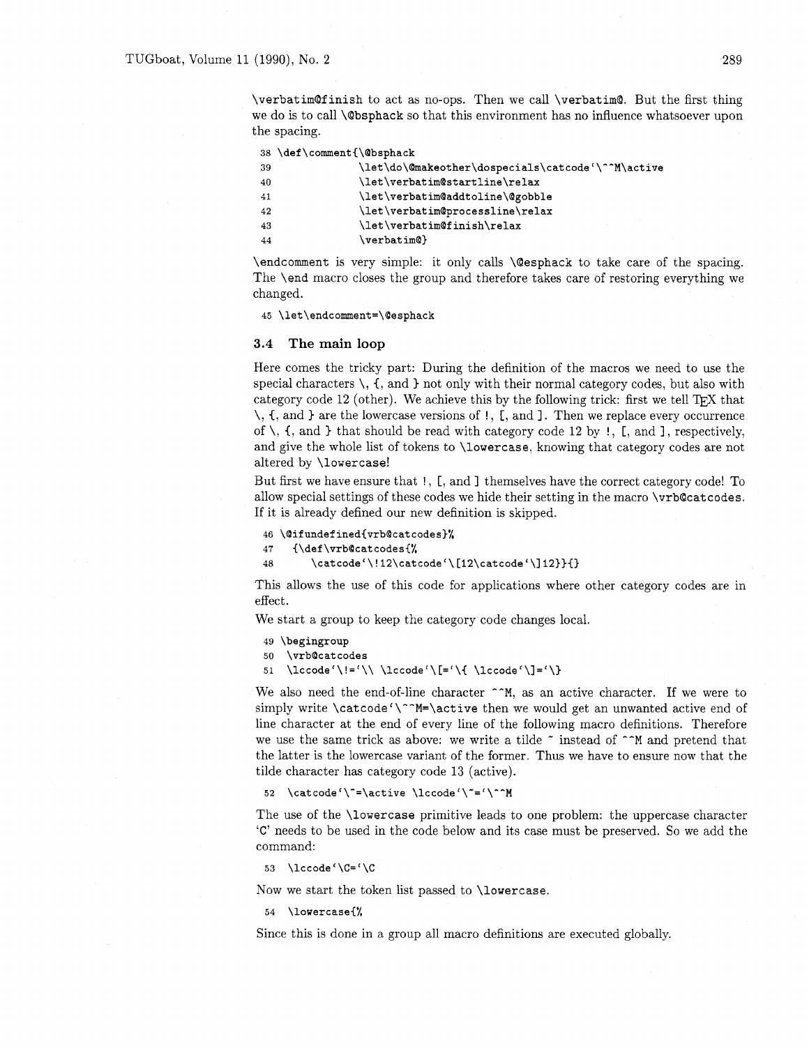\verbatim@finish to act as no-ops. Then we call \verbatim@. But the first thing we do is to call \@bsphack so that this environment has no influence whatsoever upon the spacing.

```
38 \def\comment{\@bsphack
39             \let\do\@makeother\dospecials\catcode`\^^M\active
40             \let\verbatim@startline\relax
41             \let\verbatim@addtoline\@gobble
42             \let\verbatim@processline\relax
43             \let\verbatim@finish\relax
44             \verbatim@}
```

\endcomment is very simple: it only calls \@esphack to take care of the spacing. The \end macro closes the group and therefore takes care of restoring everything we changed.

```
45 \let\endcomment=\@esphack
```

### 3.4 The main loop

Here comes the tricky part: During the definition of the macros we need to use the special characters \, {, and } not only with their normal category codes, but also with category code 12 (other). We achieve this by the following trick: first we tell TEX that \, {, and } are the lowercase versions of !, [, and ]. Then we replace every occurrence of \, {, and } that should be read with category code 12 by !, [, and ], respectively, and give the whole list of tokens to \lowercase, knowing that category codes are not altered by \lowercase!

But first we have ensure that !, [, and ] themselves have the correct category code! To allow special settings of these codes we hide their setting in the macro \vrb@catcodes. If it is already defined our new definition is skipped.

```
46 \@ifundefined{vrb@catcodes}%
47   {\def\vrb@catcodes{%
48      \catcode`\!12\catcode`\[12\catcode`\]12}}{}
```

This allows the use of this code for applications where other category codes are in effect.

We start a group to keep the category code changes local.

```
49 \begingroup
50  \vrb@catcodes
51  \lccode`\!=`\\ \lccode`\[=`\{ \lccode`\]=`\}
```

We also need the end-of-line character ^^M, as an active character. If we were to simply write \catcode`\^^M=\active then we would get an unwanted active end of line character at the end of every line of the following macro definitions. Therefore we use the same trick as above: we write a tilde ~ instead of ^^M and pretend that the latter is the lowercase variant of the former. Thus we have to ensure now that the tilde character has category code 13 (active).

```
52  \catcode`\~=\active \lccode`\~=`\^^M
```

The use of the \lowercase primitive leads to one problem: the uppercase character 'C' needs to be used in the code below and its case must be preserved. So we add the command:

```
53  \lccode`\C=`\C
```

Now we start the token list passed to \lowercase.

```
54  \lowercase{%
```

Since this is done in a group all macro definitions are executed globally.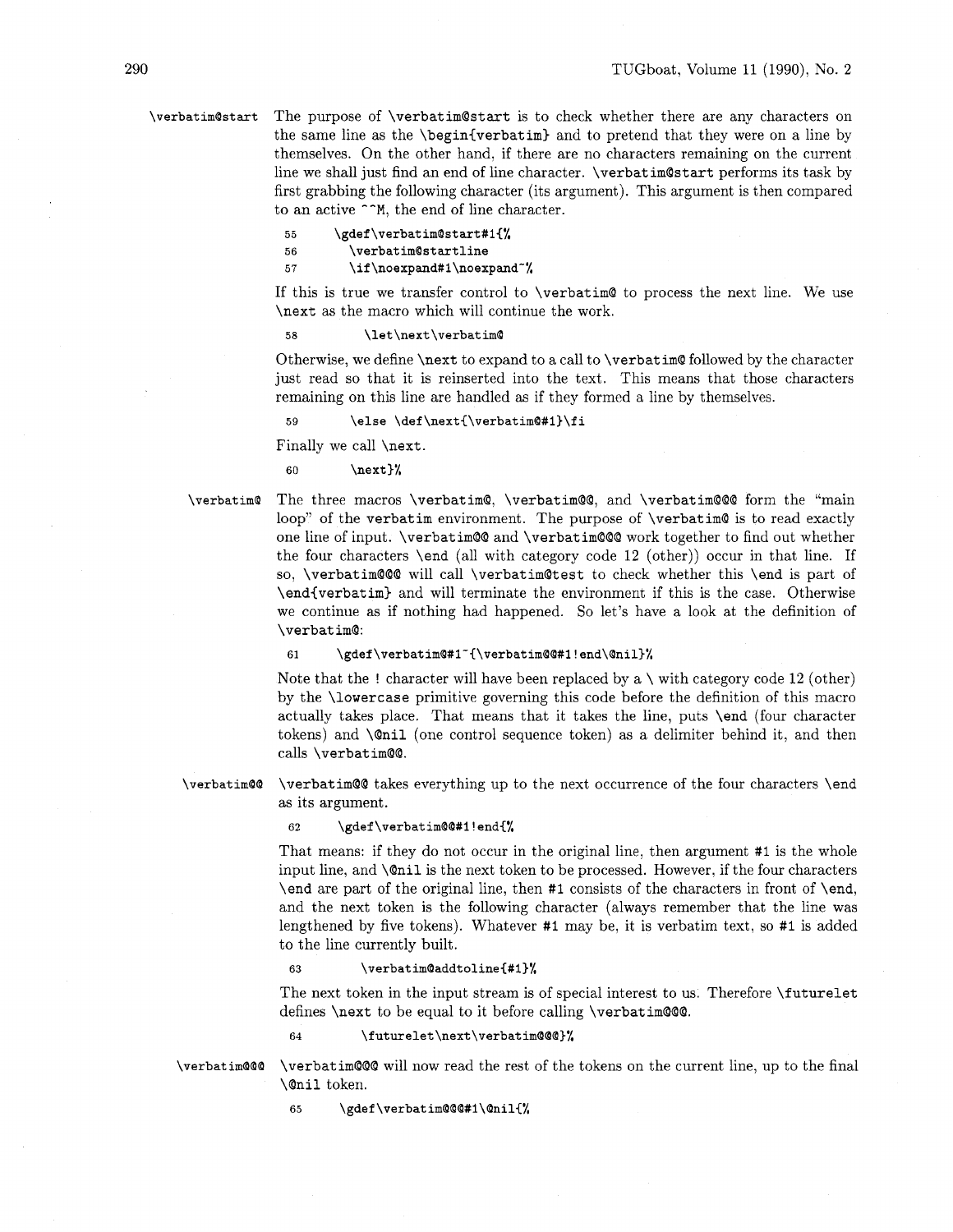**\verbatim@start** The purpose of `\verbatim@start` is to check whether there are any characters on the same line as the `\begin{verbatim}` and to pretend that they were on a line by themselves. On the other hand, if there are no characters remaining on the current line we shall just find an end of line character. `\verbatim@start` performs its task by first grabbing the following character (its argument). This argument is then compared to an active `^^M`, the end of line character.

```
55   \gdef\verbatim@start#1{%
56     \verbatim@startline
57     \if\noexpand#1\noexpand~%
```

If this is true we transfer control to `\verbatim@` to process the next line. We use `\next` as the macro which will continue the work.

```
58       \let\next\verbatim@
```

Otherwise, we define `\next` to expand to a call to `\verbatim@` followed by the character just read so that it is reinserted into the text. This means that those characters remaining on this line are handled as if they formed a line by themselves.

```
59     \else \def\next{\verbatim@#1}\fi
```

Finally we call `\next`.

```
60     \next}%
```

**\verbatim@** The three macros `\verbatim@`, `\verbatim@@`, and `\verbatim@@@` form the "main loop" of the `verbatim` environment. The purpose of `\verbatim@` is to read exactly one line of input. `\verbatim@@` and `\verbatim@@@` work together to find out whether the four characters `\end` (all with category code 12 (other)) occur in that line. If so, `\verbatim@@@` will call `\verbatim@test` to check whether this `\end` is part of `\end{verbatim}` and will terminate the environment if this is the case. Otherwise we continue as if nothing had happened. So let's have a look at the definition of `\verbatim@`:

```
61   \gdef\verbatim@#1~{\verbatim@@#1!end\@nil}%
```

Note that the ! character will have been replaced by a \ with category code 12 (other) by the `\lowercase` primitive governing this code before the definition of this macro actually takes place. That means that it takes the line, puts `\end` (four character tokens) and `\@nil` (one control sequence token) as a delimiter behind it, and then calls `\verbatim@@`.

**\verbatim@@** `\verbatim@@` takes everything up to the next occurrence of the four characters `\end` as its argument.

```
62   \gdef\verbatim@@#1!end{%
```

That means: if they do not occur in the original line, then argument `#1` is the whole input line, and `\@nil` is the next token to be processed. However, if the four characters `\end` are part of the original line, then `#1` consists of the characters in front of `\end`, and the next token is the following character (always remember that the line was lengthened by five tokens). Whatever `#1` may be, it is verbatim text, so `#1` is added to the line currently built.

```
63     \verbatim@addtoline{#1}%
```

The next token in the input stream is of special interest to us. Therefore `\futurelet` defines `\next` to be equal to it before calling `\verbatim@@@`.

```
64     \futurelet\next\verbatim@@@}%
```

**\verbatim@@@** `\verbatim@@@` will now read the rest of the tokens on the current line, up to the final `\@nil` token.

```
65   \gdef\verbatim@@@#1\@nil{%
```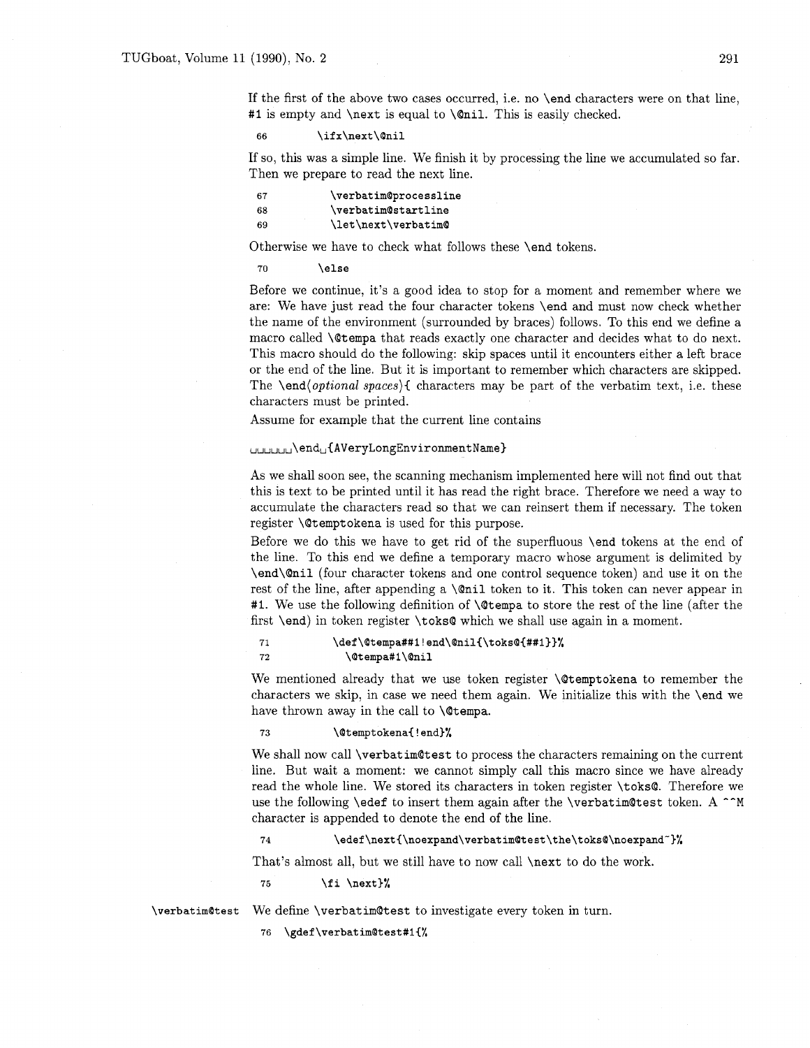If the first of the above two cases occurred, i.e. no `\end` characters were on that line, `#1` is empty and `\next` is equal to `\@nil`. This is easily checked.

```
66        \ifx\next\@nil
```

If so, this was a simple line. We finish it by processing the line we accumulated so far. Then we prepare to read the next line.

```
67          \verbatim@processline
68          \verbatim@startline
69          \let\next\verbatim@
```

Otherwise we have to check what follows these `\end` tokens.

```
70        \else
```

Before we continue, it's a good idea to stop for a moment and remember where we are: We have just read the four character tokens `\end` and must now check whether the name of the environment (surrounded by braces) follows. To this end we define a macro called `\@tempa` that reads exactly one character and decides what to do next. This macro should do the following: skip spaces until it encounters either a left brace or the end of the line. But it is important to remember which characters are skipped. The `\end`⟨*optional spaces*⟩`{` characters may be part of the verbatim text, i.e. these characters must be printed.

Assume for example that the current line contains

```
␣␣␣␣␣␣\end␣{AVeryLongEnvironmentName}
```

As we shall soon see, the scanning mechanism implemented here will not find out that this is text to be printed until it has read the right brace. Therefore we need a way to accumulate the characters read so that we can reinsert them if necessary. The token register `\@temptokena` is used for this purpose.

Before we do this we have to get rid of the superfluous `\end` tokens at the end of the line. To this end we define a temporary macro whose argument is delimited by `\end\@nil` (four character tokens and one control sequence token) and use it on the rest of the line, after appending a `\@nil` token to it. This token can never appear in `#1`. We use the following definition of `\@tempa` to store the rest of the line (after the first `\end`) in token register `\toks@` which we shall use again in a moment.

```
71          \def\@tempa##1!end\@nil{\toks@{##1}}%
72            \@tempa#1\@nil
```

We mentioned already that we use token register `\@temptokena` to remember the characters we skip, in case we need them again. We initialize this with the `\end` we have thrown away in the call to `\@tempa`.

```
73          \@temptokena{!end}%
```

We shall now call `\verbatim@test` to process the characters remaining on the current line. But wait a moment: we cannot simply call this macro since we have already read the whole line. We stored its characters in token register `\toks@`. Therefore we use the following `\edef` to insert them again after the `\verbatim@test` token. A `^^M` character is appended to denote the end of the line.

```
74          \edef\next{\noexpand\verbatim@test\the\toks@\noexpand~}%
```

That's almost all, but we still have to now call `\next` to do the work.

```
75        \fi \next}%
```

**`\verbatim@test`** We define `\verbatim@test` to investigate every token in turn.

```
76  \gdef\verbatim@test#1{%
```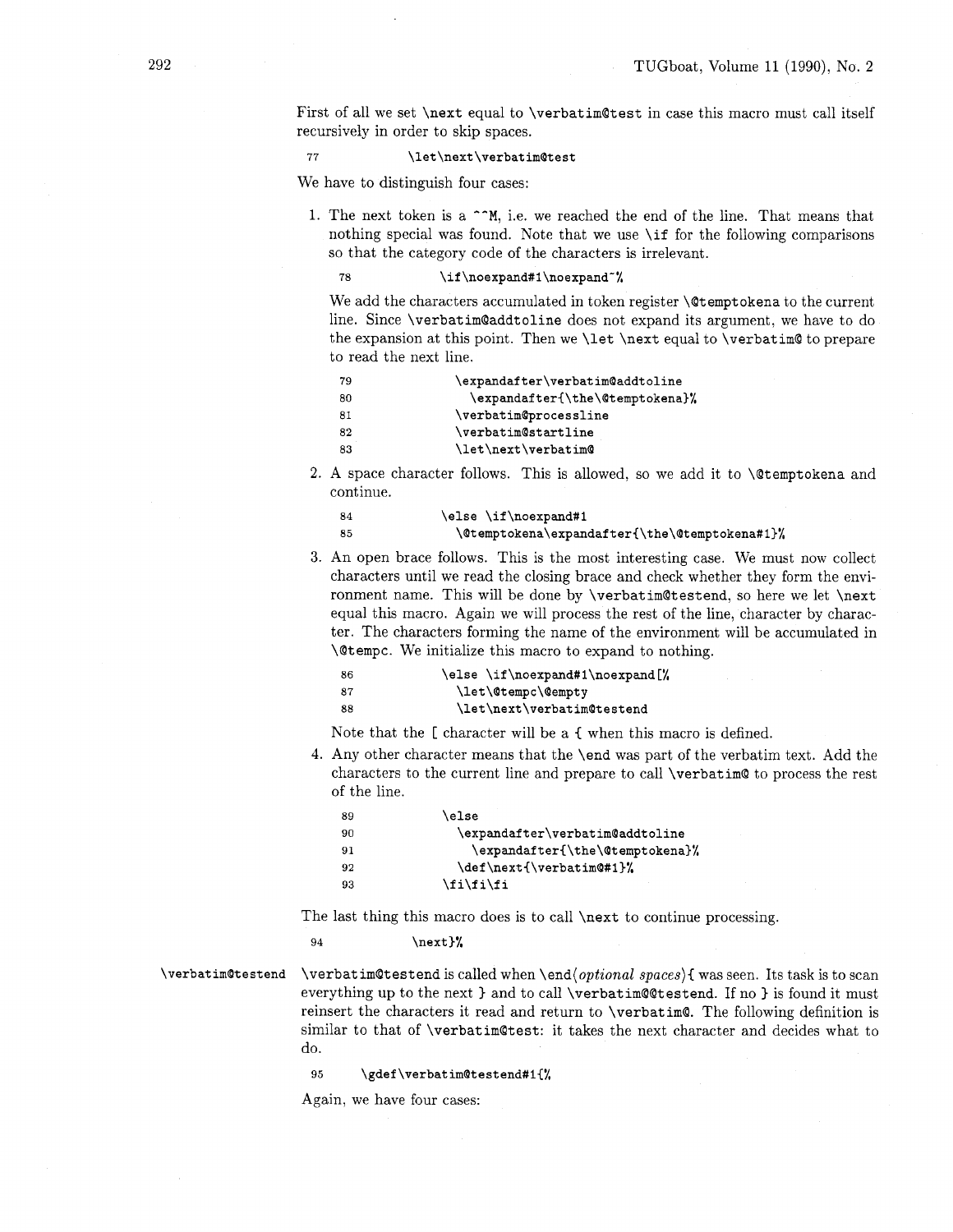First of all we set `\next` equal to `\verbatim@test` in case this macro must call itself recursively in order to skip spaces.

```
77            \let\next\verbatim@test
```

We have to distinguish four cases:

1. The next token is a `^^M`, i.e. we reached the end of the line. That means that nothing special was found. Note that we use `\if` for the following comparisons so that the category code of the characters is irrelevant.

   ```
   78            \if\noexpand#1\noexpand~%
   ```

   We add the characters accumulated in token register `\@temptokena` to the current line. Since `\verbatim@addtoline` does not expand its argument, we have to do the expansion at this point. Then we `\let` `\next` equal to `\verbatim@` to prepare to read the next line.

   ```
   79              \expandafter\verbatim@addtoline
   80                \expandafter{\the\@temptokena}%
   81              \verbatim@processline
   82              \verbatim@startline
   83              \let\next\verbatim@
   ```

2. A space character follows. This is allowed, so we add it to `\@temptokena` and continue.

   ```
   84            \else \if\noexpand#1
   85              \@temptokena\expandafter{\the\@temptokena#1}%
   ```

3. An open brace follows. This is the most interesting case. We must now collect characters until we read the closing brace and check whether they form the environment name. This will be done by `\verbatim@testend`, so here we let `\next` equal this macro. Again we will process the rest of the line, character by character. The characters forming the name of the environment will be accumulated in `\@tempc`. We initialize this macro to expand to nothing.

   ```
   86            \else \if\noexpand#1\noexpand[%
   87              \let\@tempc\@empty
   88              \let\next\verbatim@testend
   ```

   Note that the `[` character will be a `{` when this macro is defined.

4. Any other character means that the `\end` was part of the verbatim text. Add the characters to the current line and prepare to call `\verbatim@` to process the rest of the line.

   ```
   89            \else
   90              \expandafter\verbatim@addtoline
   91                \expandafter{\the\@temptokena}%
   92              \def\next{\verbatim@#1}%
   93            \fi\fi\fi
   ```

The last thing this macro does is to call `\next` to continue processing.

```
94            \next}%
```

`\verbatim@testend`

`\verbatim@testend` is called when `\end`⟨*optional spaces*⟩`{` was seen. Its task is to scan everything up to the next `}` and to call `\verbatim@@testend`. If no `}` is found it must reinsert the characters it read and return to `\verbatim@`. The following definition is similar to that of `\verbatim@test`: it takes the next character and decides what to do.

```
95      \gdef\verbatim@testend#1{%
```

Again, we have four cases: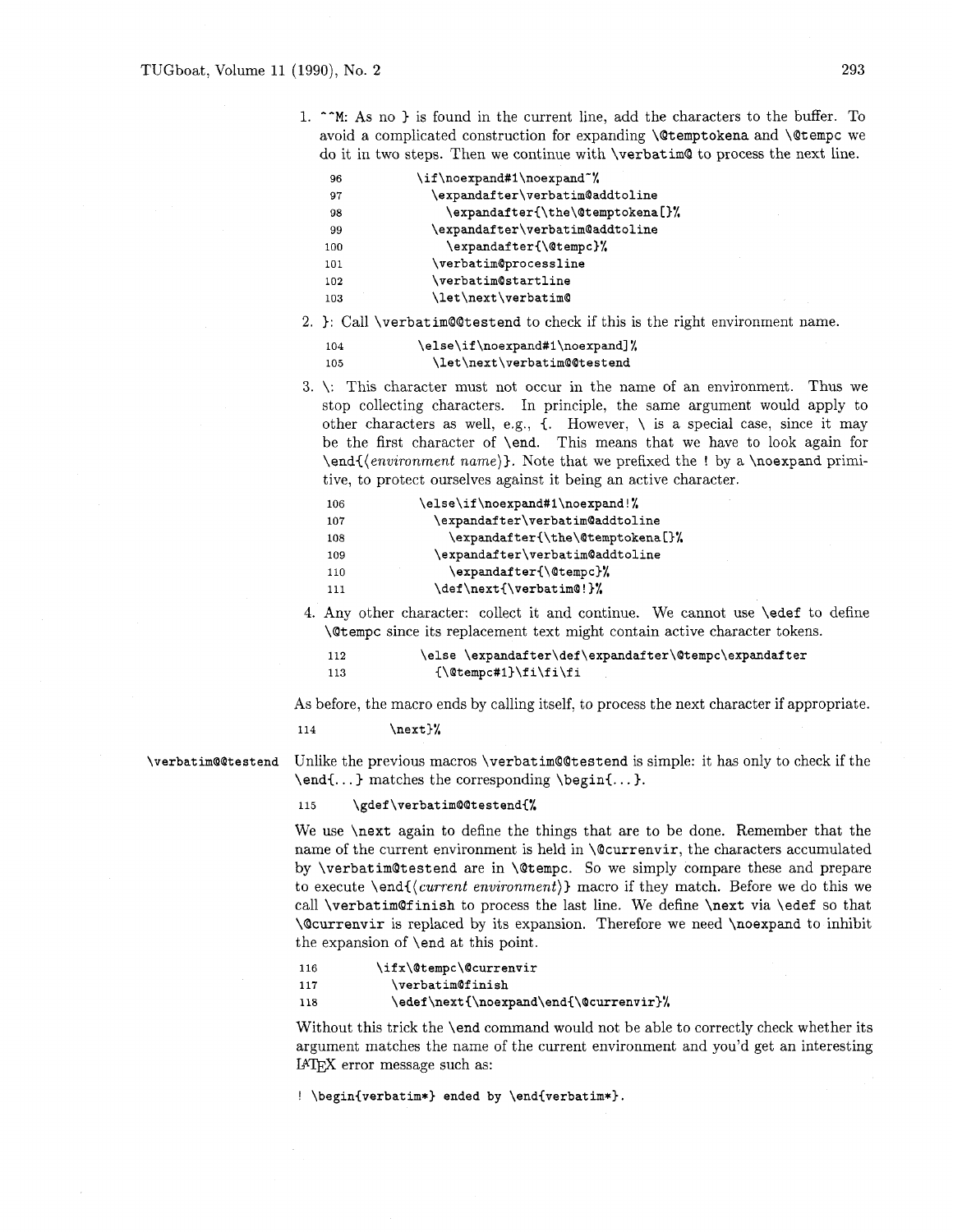1. `^^M`: As no } is found in the current line, add the characters to the buffer. To avoid a complicated construction for expanding `\@temptokena` and `\@tempc` we do it in two steps. Then we continue with `\verbatim@` to process the next line.

```
 96          \if\noexpand#1\noexpand~%
 97            \expandafter\verbatim@addtoline
 98              \expandafter{\the\@temptokena[}%
 99            \expandafter\verbatim@addtoline
100              \expandafter{\@tempc}%
101            \verbatim@processline
102            \verbatim@startline
103            \let\next\verbatim@
```

2. }: Call `\verbatim@@testend` to check if this is the right environment name.

```
104          \else\if\noexpand#1\noexpand]%
105            \let\next\verbatim@@testend
```

3. \: This character must not occur in the name of an environment. Thus we stop collecting characters. In principle, the same argument would apply to other characters as well, e.g., {. However, \ is a special case, since it may be the first character of `\end`. This means that we have to look again for `\end{`⟨*environment name*⟩`}`. Note that we prefixed the ! by a `\noexpand` primitive, to protect ourselves against it being an active character.

```
106          \else\if\noexpand#1\noexpand!%
107            \expandafter\verbatim@addtoline
108              \expandafter{\the\@temptokena[}%
109            \expandafter\verbatim@addtoline
110              \expandafter{\@tempc}%
111            \def\next{\verbatim@!}%
```

4. Any other character: collect it and continue. We cannot use `\edef` to define `\@tempc` since its replacement text might contain active character tokens.

```
112          \else \expandafter\def\expandafter\@tempc\expandafter
113            {\@tempc#1}\fi\fi\fi
```

As before, the macro ends by calling itself, to process the next character if appropriate.

```
114          \next}%
```

`\verbatim@@testend`

Unlike the previous macros `\verbatim@@testend` is simple: it has only to check if the `\end{...}` matches the corresponding `\begin{...}`.

```
115     \gdef\verbatim@@testend{%
```

We use `\next` again to define the things that are to be done. Remember that the name of the current environment is held in `\@currenvir`, the characters accumulated by `\verbatim@testend` are in `\@tempc`. So we simply compare these and prepare to execute `\end{`⟨*current environment*⟩`}` macro if they match. Before we do this we call `\verbatim@finish` to process the last line. We define `\next` via `\edef` so that `\@currenvir` is replaced by its expansion. Therefore we need `\noexpand` to inhibit the expansion of `\end` at this point.

```
116       \ifx\@tempc\@currenvir
117         \verbatim@finish
118         \edef\next{\noexpand\end{\@currenvir}%
```

Without this trick the `\end` command would not be able to correctly check whether its argument matches the name of the current environment and you'd get an interesting LaTeX error message such as:

```
! \begin{verbatim*} ended by \end{verbatim*}.
```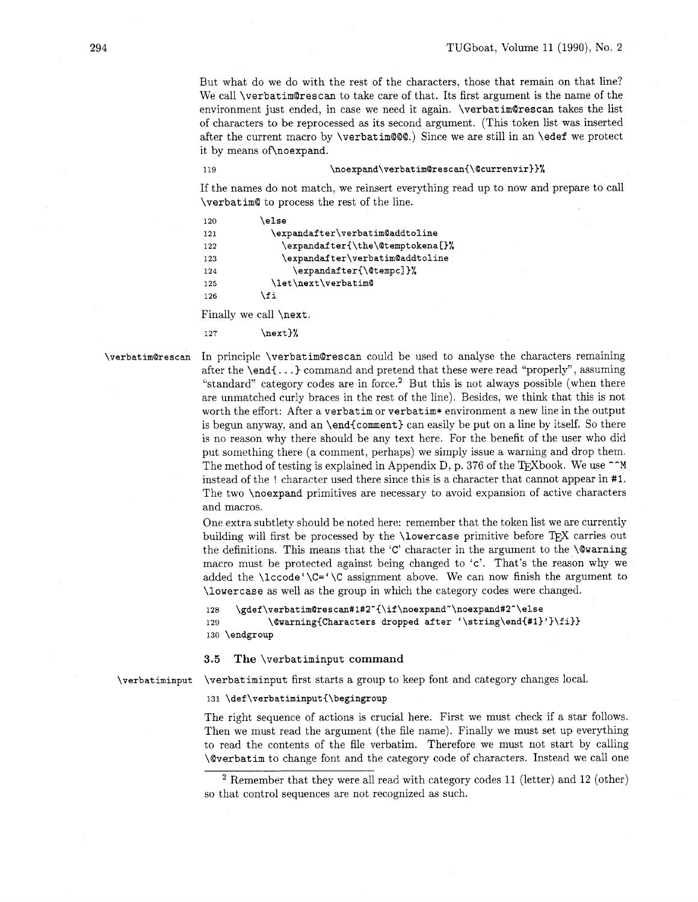But what do we do with the rest of the characters, those that remain on that line? We call \verbatim@rescan to take care of that. Its first argument is the name of the environment just ended, in case we need it again. \verbatim@rescan takes the list of characters to be reprocessed as its second argument. (This token list was inserted after the current macro by \verbatim@@@.) Since we are still in an \edef we protect it by means of\noexpand.

```
119              \noexpand\verbatim@rescan{\@currenvir}}%
```

If the names do not match, we reinsert everything read up to now and prepare to call \verbatim@ to process the rest of the line.

```
120         \else
121           \expandafter\verbatim@addtoline
122             \expandafter{\the\@temptokena[}%
123             \expandafter\verbatim@addtoline
124               \expandafter{\@tempc]}%
125           \let\next\verbatim@
126         \fi
```

Finally we call \next.

```
127         \next}%
```

\verbatim@rescan

In principle \verbatim@rescan could be used to analyse the characters remaining after the \end{...} command and pretend that these were read "properly", assuming "standard" category codes are in force.[2] But this is not always possible (when there are unmatched curly braces in the rest of the line). Besides, we think that this is not worth the effort: After a verbatim or verbatim* environment a new line in the output is begun anyway, and an \end{comment} can easily be put on a line by itself. So there is no reason why there should be any text here. For the benefit of the user who did put something there (a comment, perhaps) we simply issue a warning and drop them. The method of testing is explained in Appendix D, p. 376 of the TEXbook. We use ^^M instead of the ! character used there since this is a character that cannot appear in #1. The two \noexpand primitives are necessary to avoid expansion of active characters and macros.

One extra subtlety should be noted here: remember that the token list we are currently building will first be processed by the \lowercase primitive before TEX carries out the definitions. This means that the 'C' character in the argument to the \@warning macro must be protected against being changed to 'c'. That's the reason why we added the \lccode'\C='\C assignment above. We can now finish the argument to \lowercase as well as the group in which the category codes were changed.

```
128   \gdef\verbatim@rescan#1#2~{\if\noexpand~\noexpand#2~\else
129           \@warning{Characters dropped after '\string\end{#1}'}\fi}}
130 \endgroup
```

### 3.5 The \verbatiminput command

\verbatiminput

\verbatiminput first starts a group to keep font and category changes local.

```
131 \def\verbatiminput{\begingroup
```

The right sequence of actions is crucial here. First we must check if a star follows. Then we must read the argument (the file name). Finally we must set up everything to read the contents of the file verbatim. Therefore we must not start by calling \@verbatim to change font and the category code of characters. Instead we call one

[2] Remember that they were all read with category codes 11 (letter) and 12 (other) so that control sequences are not recognized as such.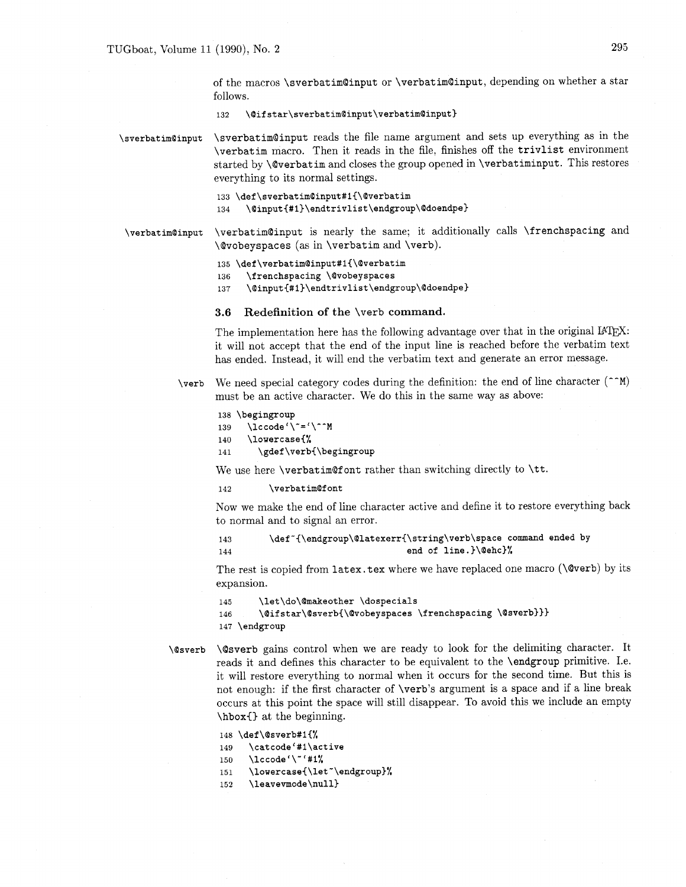of the macros \sverbatim@input or \verbatim@input, depending on whether a star follows.

```
132    \@ifstar\sverbatim@input\verbatim@input}
```

\sverbatim@input

\sverbatim@input reads the file name argument and sets up everything as in the \verbatim macro. Then it reads in the file, finishes off the trivlist environment started by \@verbatim and closes the group opened in \verbatiminput. This restores everything to its normal settings.

```
133 \def\sverbatim@input#1{\@verbatim
134    \@input{#1}\endtrivlist\endgroup\@doendpe}
```

\verbatim@input

\verbatim@input is nearly the same; it additionally calls \frenchspacing and \@vobeyspaces (as in \verbatim and \verb).

```
135 \def\verbatim@input#1{\@verbatim
136    \frenchspacing \@vobeyspaces
137    \@input{#1}\endtrivlist\endgroup\@doendpe}
```

### 3.6 Redefinition of the \verb command.

The implementation here has the following advantage over that in the original LaTeX: it will not accept that the end of the input line is reached before the verbatim text has ended. Instead, it will end the verbatim text and generate an error message.

\verb

We need special category codes during the definition: the end of line character (^^M) must be an active character. We do this in the same way as above:

```
138 \begingroup
139    \lccode`\~=`\^^M
140    \lowercase{%
141       \gdef\verb{\begingroup
```

We use here \verbatim@font rather than switching directly to \tt.

```
142          \verbatim@font
```

Now we make the end of line character active and define it to restore everything back to normal and to signal an error.

```
143          \def~{\endgroup\@latexerr{\string\verb\space command ended by
144                                   end of line.}\@ehc}%
```

The rest is copied from latex.tex where we have replaced one macro (\@verb) by its expansion.

```
145          \let\do\@makeother \dospecials
146          \@ifstar\@sverb{\@vobeyspaces \frenchspacing \@sverb}}}
147 \endgroup
```

\@sverb

\@sverb gains control when we are ready to look for the delimiting character. It reads it and defines this character to be equivalent to the \endgroup primitive. I.e. it will restore everything to normal when it occurs for the second time. But this is not enough: if the first character of \verb's argument is a space and if a line break occurs at this point the space will still disappear. To avoid this we include an empty \hbox{} at the beginning.

```
148 \def\@sverb#1{%
149    \catcode`#1\active
150    \lccode`\~`#1%
151    \lowercase{\let~\endgroup}%
152    \leavevmode\null}
```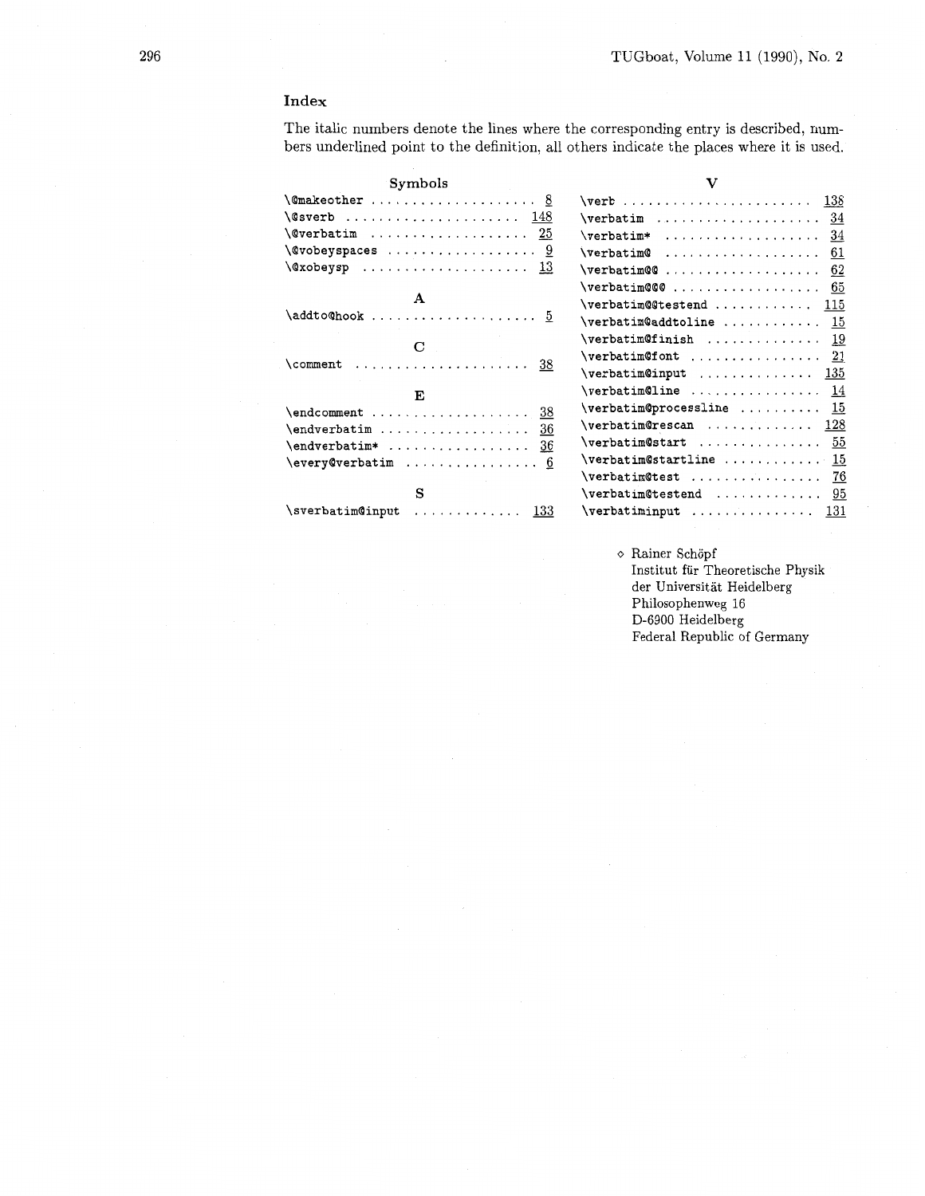## Index

The italic numbers denote the lines where the corresponding entry is described, numbers underlined point to the definition, all others indicate the places where it is used.

### Symbols

\@makeother . . . . . . . . . . . . . . . . . . . . 8
\@sverb . . . . . . . . . . . . . . . . . . . . . 148
\@verbatim . . . . . . . . . . . . . . . . . . . 25
\@vobeyspaces . . . . . . . . . . . . . . . . . 9
\@xobeysp . . . . . . . . . . . . . . . . . . . . 13

### A

\addto@hook . . . . . . . . . . . . . . . . . . . . 5

### C

\comment . . . . . . . . . . . . . . . . . . . . . 38

### E

\endcomment . . . . . . . . . . . . . . . . . . . 38
\endverbatim . . . . . . . . . . . . . . . . . . 36
\endverbatim* . . . . . . . . . . . . . . . . . 36
\every@verbatim . . . . . . . . . . . . . . . . 6

### S

\sverbatim@input . . . . . . . . . . . . . 133

### V

\verb . . . . . . . . . . . . . . . . . . . . . . . 138
\verbatim . . . . . . . . . . . . . . . . . . . . 34
\verbatim* . . . . . . . . . . . . . . . . . . . 34
\verbatim@ . . . . . . . . . . . . . . . . . . . 61
\verbatim@@ . . . . . . . . . . . . . . . . . . . 62
\verbatim@@@ . . . . . . . . . . . . . . . . . . 65
\verbatim@@testend . . . . . . . . . . . . 115
\verbatim@addtoline . . . . . . . . . . . . 15
\verbatim@finish . . . . . . . . . . . . . . 19
\verbatim@font . . . . . . . . . . . . . . . . 21
\verbatim@input . . . . . . . . . . . . . . 135
\verbatim@line . . . . . . . . . . . . . . . . 14
\verbatim@processline . . . . . . . . . . 15
\verbatim@rescan . . . . . . . . . . . . . 128
\verbatim@start . . . . . . . . . . . . . . . 55
\verbatim@startline . . . . . . . . . . . . 15
\verbatim@test . . . . . . . . . . . . . . . . 76
\verbatim@testend . . . . . . . . . . . . . 95
\verbatiminput . . . . . . . . . . . . . . . 131

◇ Rainer Schöpf
Institut für Theoretische Physik
der Universität Heidelberg
Philosophenweg 16
D-6900 Heidelberg
Federal Republic of Germany